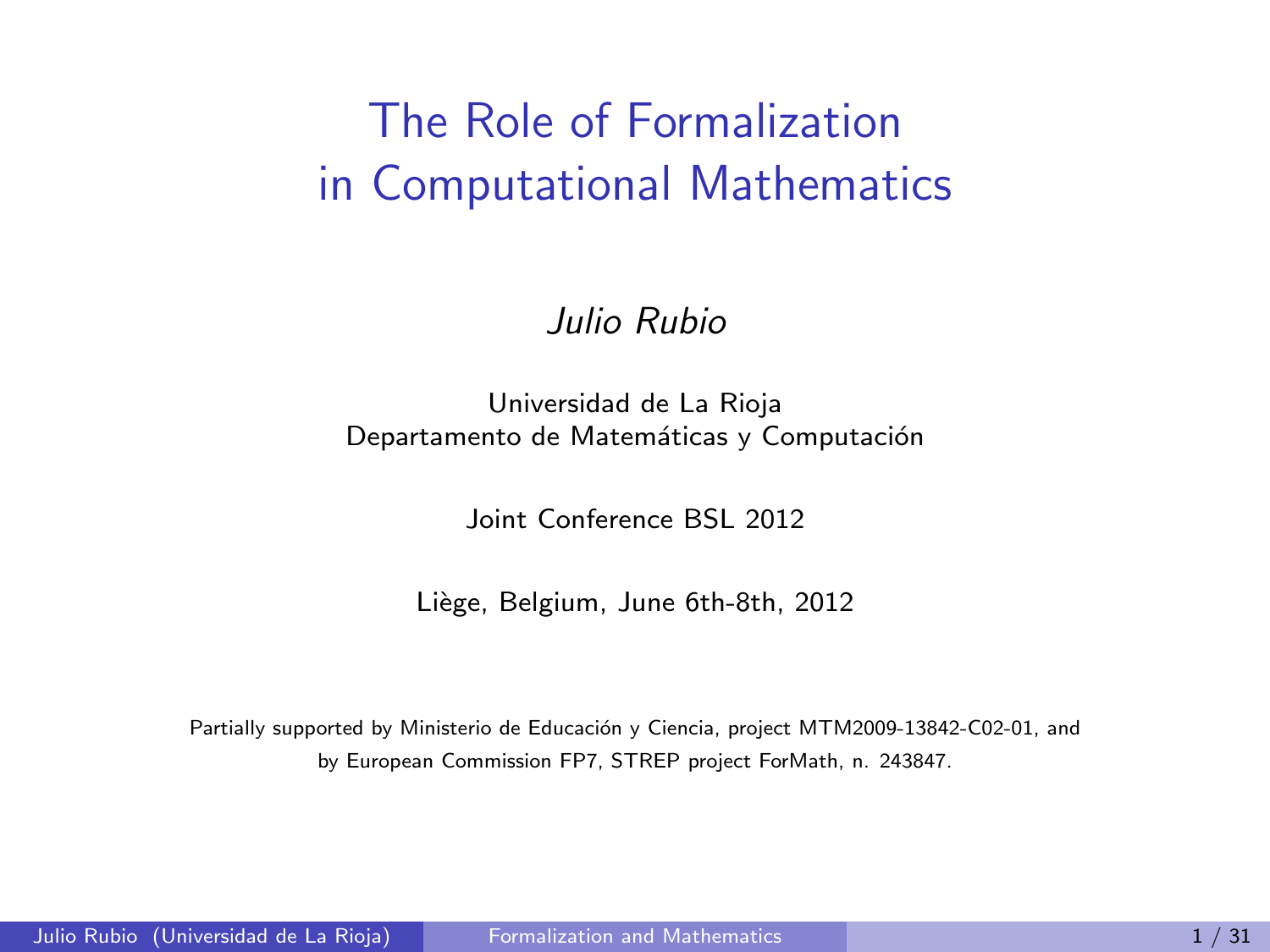# The Role of Formalization in Computational Mathematics

*Julio Rubio*

Universidad de La Rioja
Departamento de Matemáticas y Computación

Joint Conference BSL 2012

Liège, Belgium, June 6th-8th, 2012

Partially supported by Ministerio de Educación y Ciencia, project MTM2009-13842-C02-01, and by European Commission FP7, STREP project ForMath, n. 243847.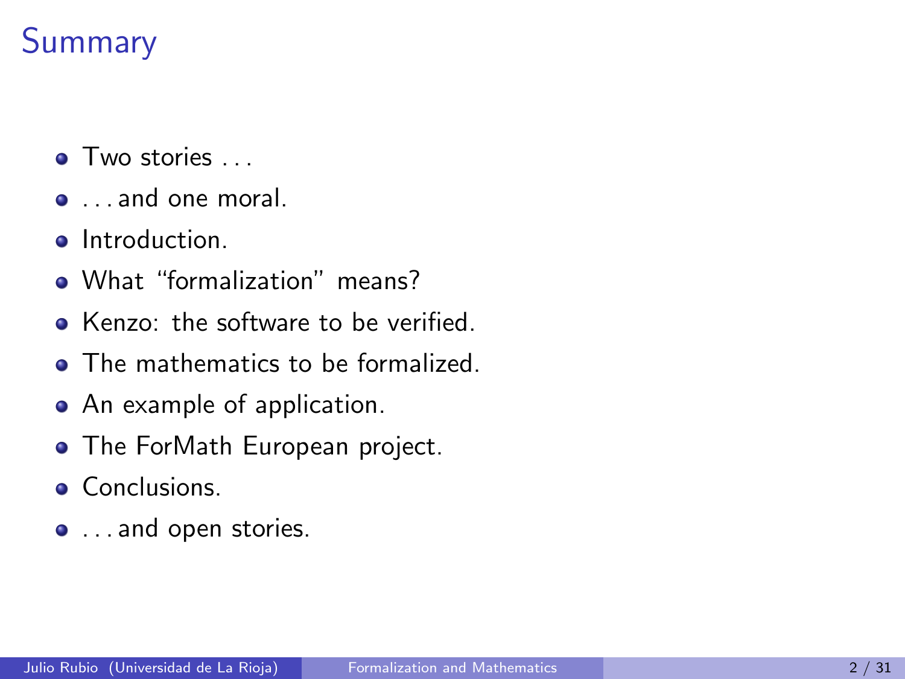# Summary

- Two stories ...
- ... and one moral.
- Introduction.
- What "formalization" means?
- Kenzo: the software to be verified.
- The mathematics to be formalized.
- An example of application.
- The ForMath European project.
- Conclusions.
- ... and open stories.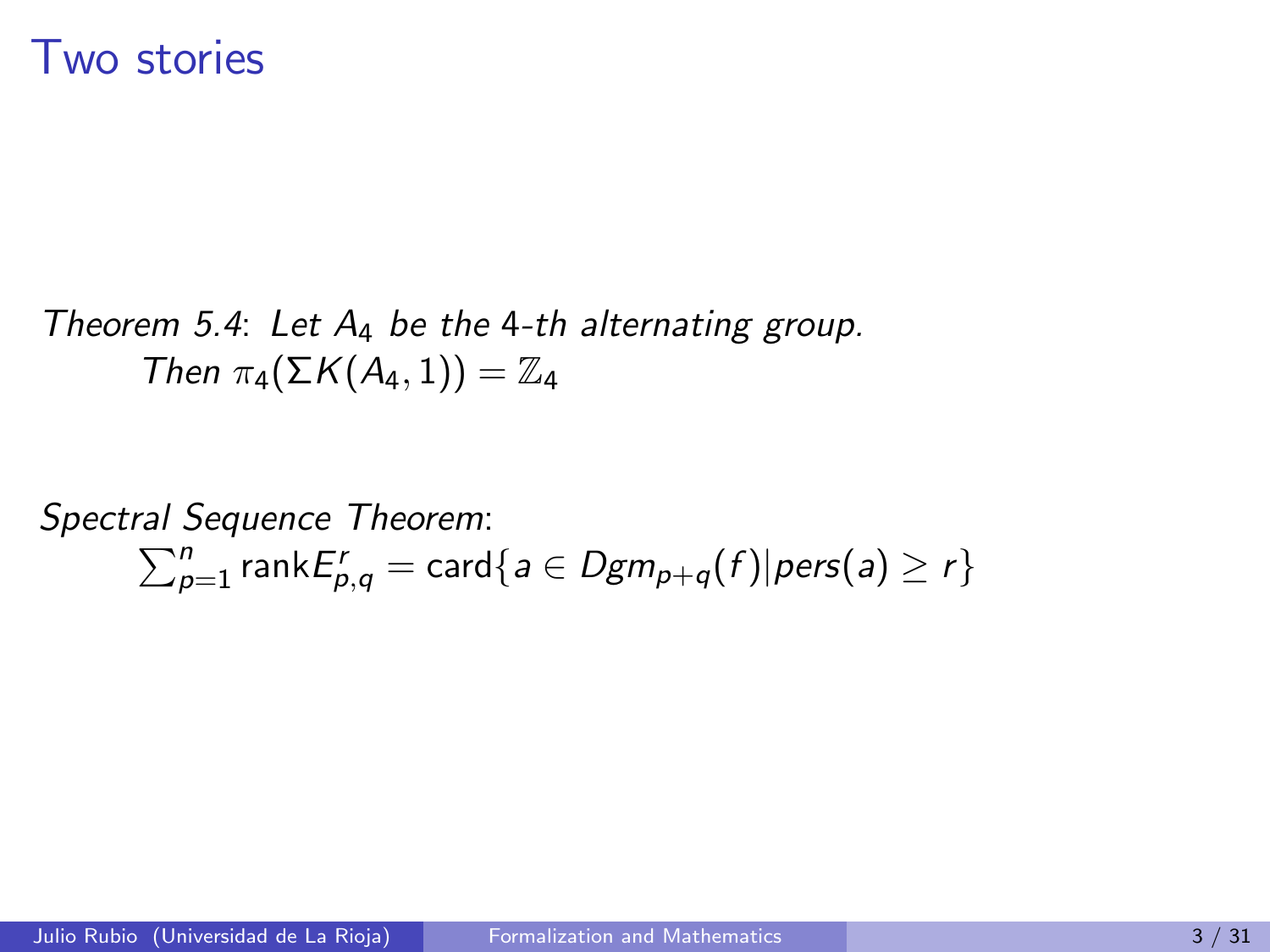# Two stories

*Theorem 5.4*: *Let $A_4$ be the 4-th alternating group.*
*Then $\pi_4(\Sigma K(A_4, 1)) = \mathbb{Z}_4$*

*Spectral Sequence Theorem*:

$$\sum_{p=1}^{n} \text{rank} E^r_{p,q} = \text{card}\{a \in Dgm_{p+q}(f) | pers(a) \geq r\}$$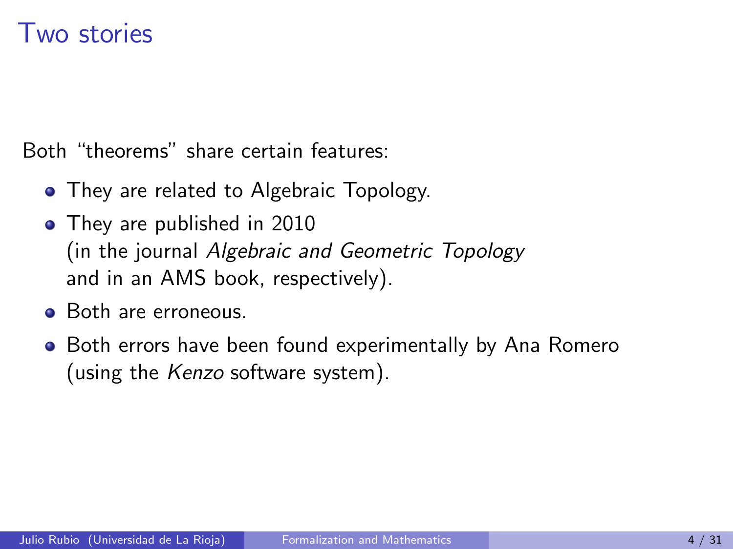# Two stories

Both “theorems” share certain features:

- They are related to Algebraic Topology.
- They are published in 2010 (in the journal *Algebraic and Geometric Topology* and in an AMS book, respectively).
- Both are erroneous.
- Both errors have been found experimentally by Ana Romero (using the *Kenzo* software system).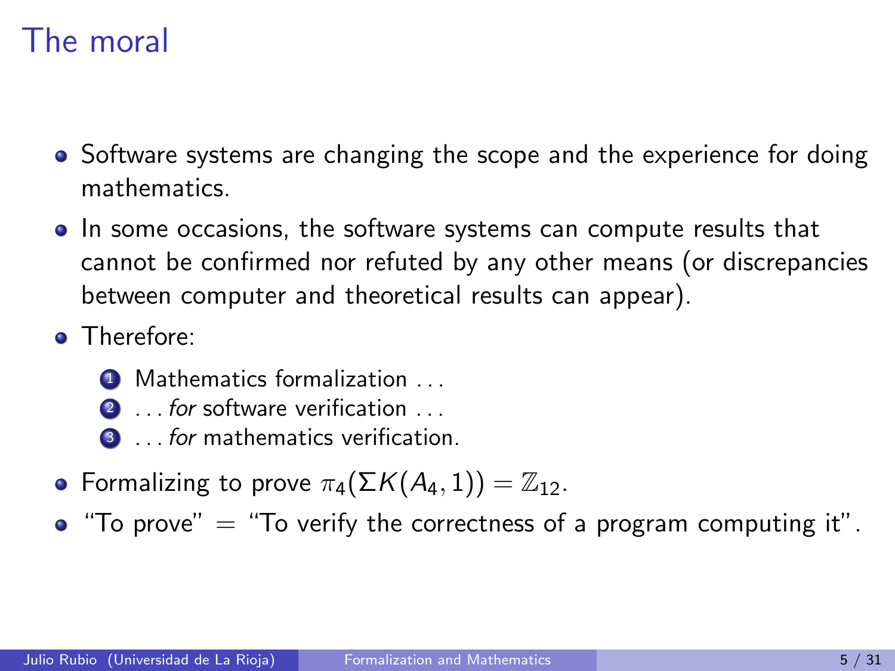# The moral

- Software systems are changing the scope and the experience for doing mathematics.
- In some occasions, the software systems can compute results that cannot be confirmed nor refuted by any other means (or discrepancies between computer and theoretical results can appear).
- Therefore:
  1. Mathematics formalization ...
  2. ... *for* software verification ...
  3. ... *for* mathematics verification.
- Formalizing to prove $\pi_4(\Sigma K(A_4, 1)) = \mathbb{Z}_{12}$.
- "To prove" = "To verify the correctness of a program computing it".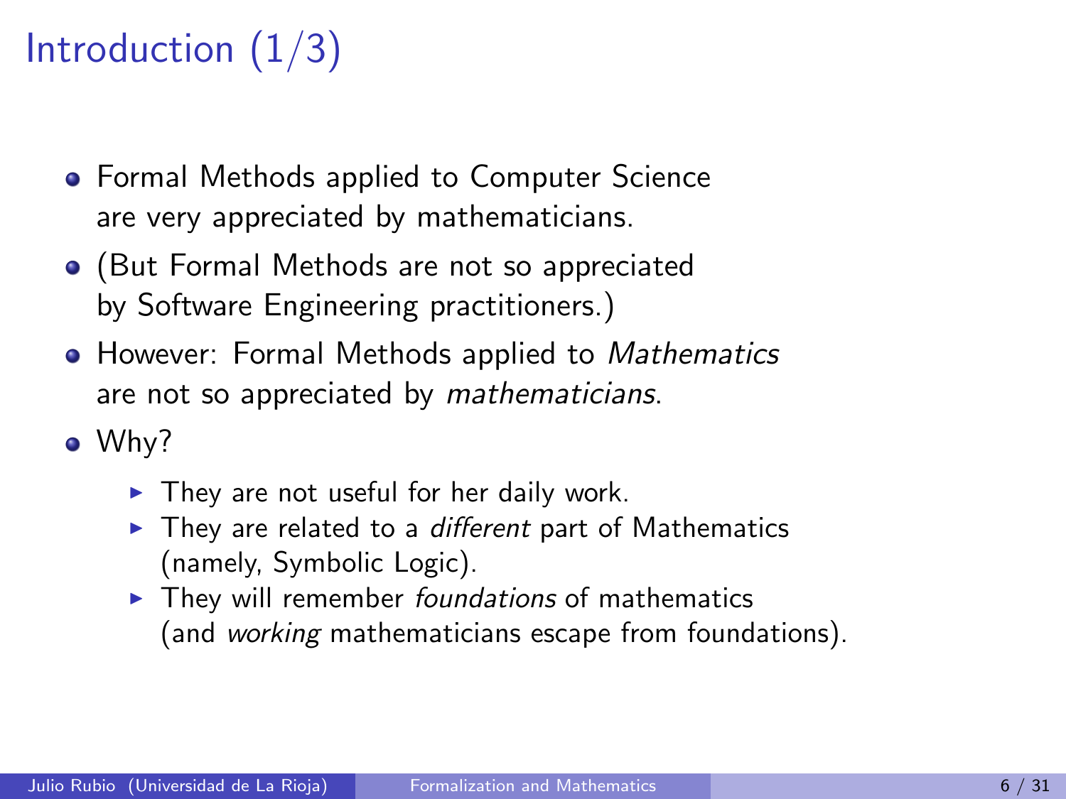# Introduction (1/3)

- Formal Methods applied to Computer Science are very appreciated by mathematicians.
- (But Formal Methods are not so appreciated by Software Engineering practitioners.)
- However: Formal Methods applied to *Mathematics* are not so appreciated by *mathematicians*.
- Why?
  - They are not useful for her daily work.
  - They are related to a *different* part of Mathematics (namely, Symbolic Logic).
  - They will remember *foundations* of mathematics (and *working* mathematicians escape from foundations).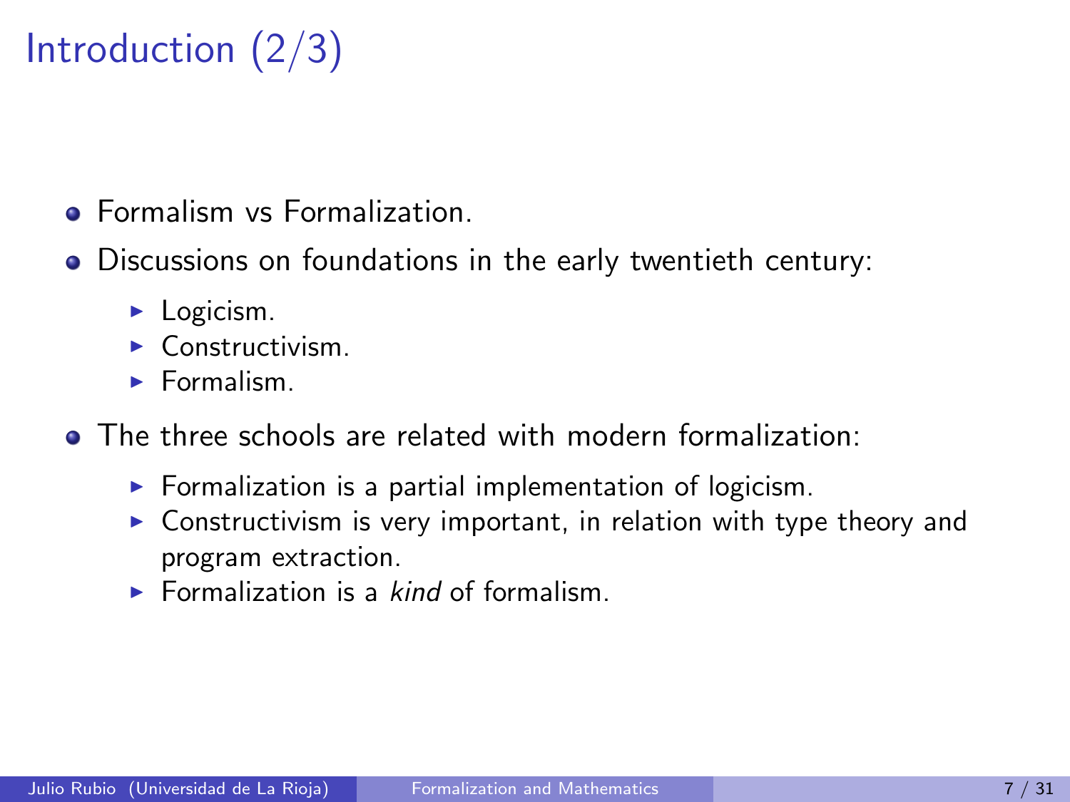# Introduction (2/3)

- Formalism vs Formalization.
- Discussions on foundations in the early twentieth century:
  - Logicism.
  - Constructivism.
  - Formalism.
- The three schools are related with modern formalization:
  - Formalization is a partial implementation of logicism.
  - Constructivism is very important, in relation with type theory and program extraction.
  - Formalization is a *kind* of formalism.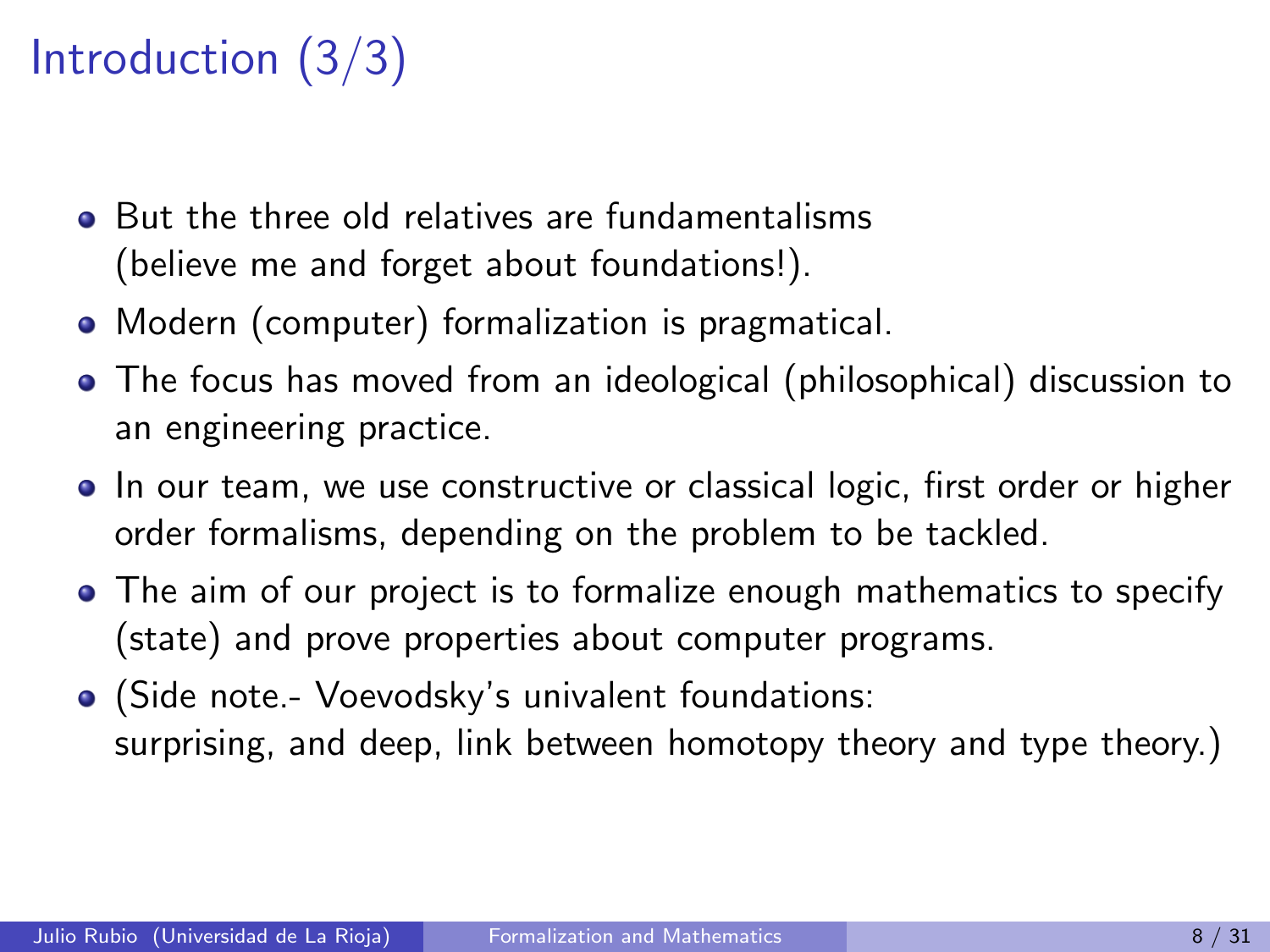# Introduction (3/3)

- But the three old relatives are fundamentalisms (believe me and forget about foundations!).
- Modern (computer) formalization is pragmatical.
- The focus has moved from an ideological (philosophical) discussion to an engineering practice.
- In our team, we use constructive or classical logic, first order or higher order formalisms, depending on the problem to be tackled.
- The aim of our project is to formalize enough mathematics to specify (state) and prove properties about computer programs.
- (Side note.- Voevodsky's univalent foundations: surprising, and deep, link between homotopy theory and type theory.)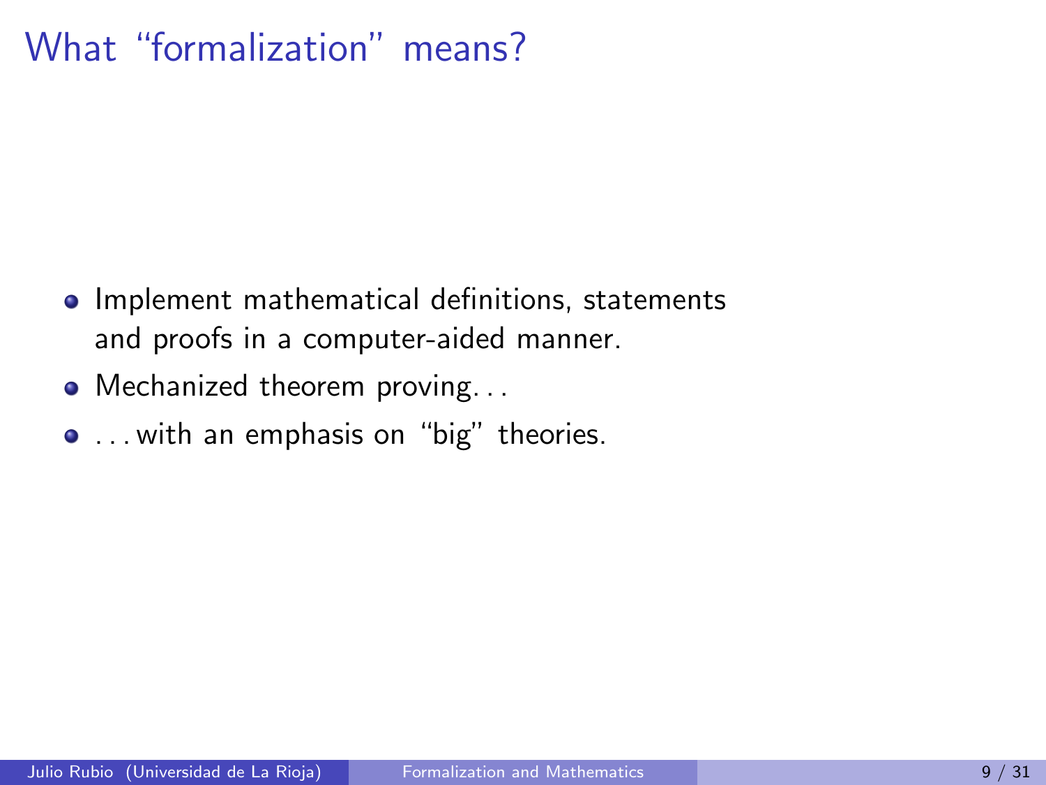# What "formalization" means?

- Implement mathematical definitions, statements and proofs in a computer-aided manner.
- Mechanized theorem proving. . .
- . . . with an emphasis on "big" theories.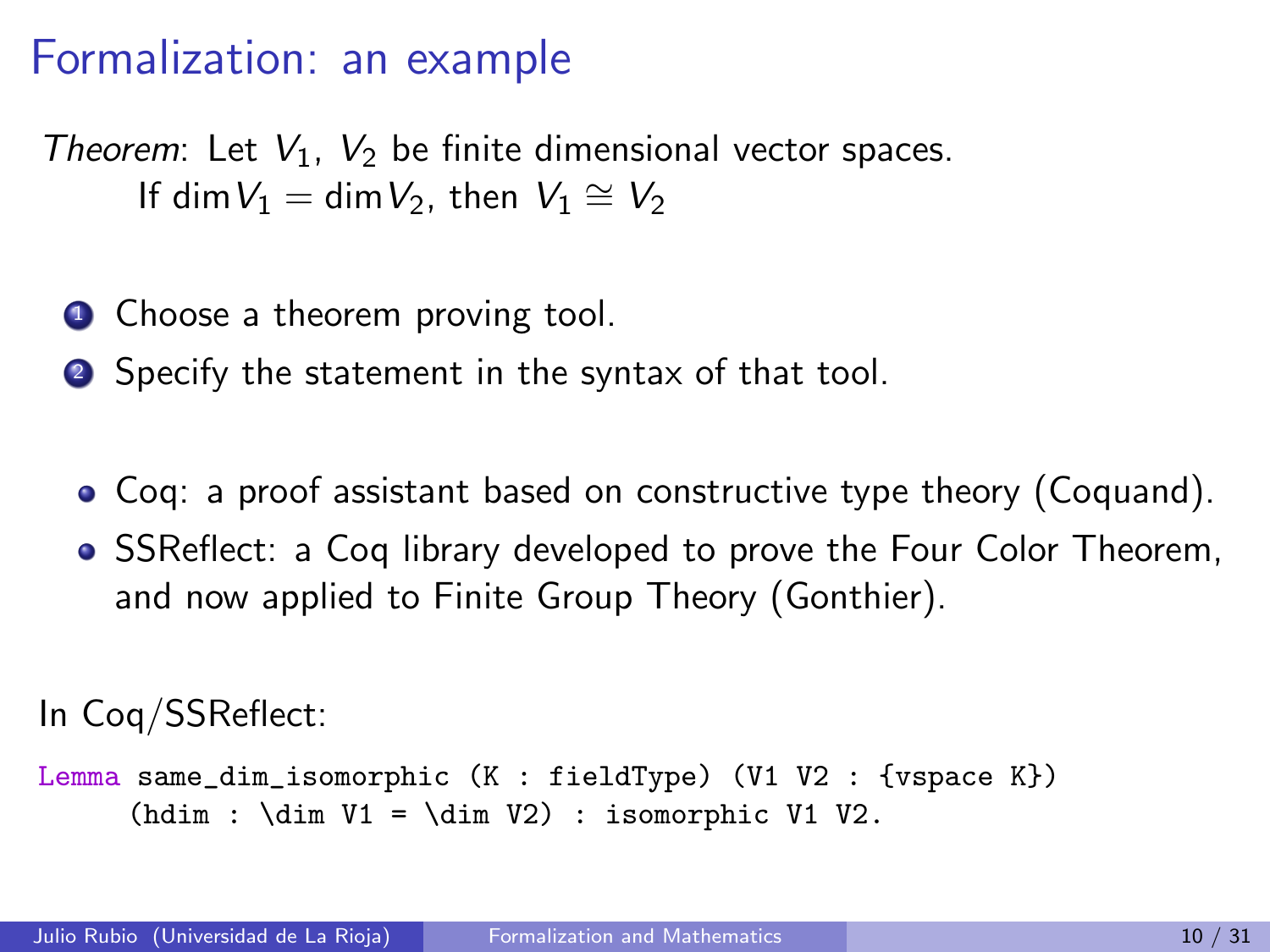# Formalization: an example

*Theorem*: Let $V_1$, $V_2$ be finite dimensional vector spaces.
If $\dim V_1 = \dim V_2$, then $V_1 \cong V_2$

1. Choose a theorem proving tool.
2. Specify the statement in the syntax of that tool.

- Coq: a proof assistant based on constructive type theory (Coquand).
- SSReflect: a Coq library developed to prove the Four Color Theorem, and now applied to Finite Group Theory (Gonthier).

In Coq/SSReflect:

```
Lemma same_dim_isomorphic (K : fieldType) (V1 V2 : {vspace K})
    (hdim : \dim V1 = \dim V2) : isomorphic V1 V2.
```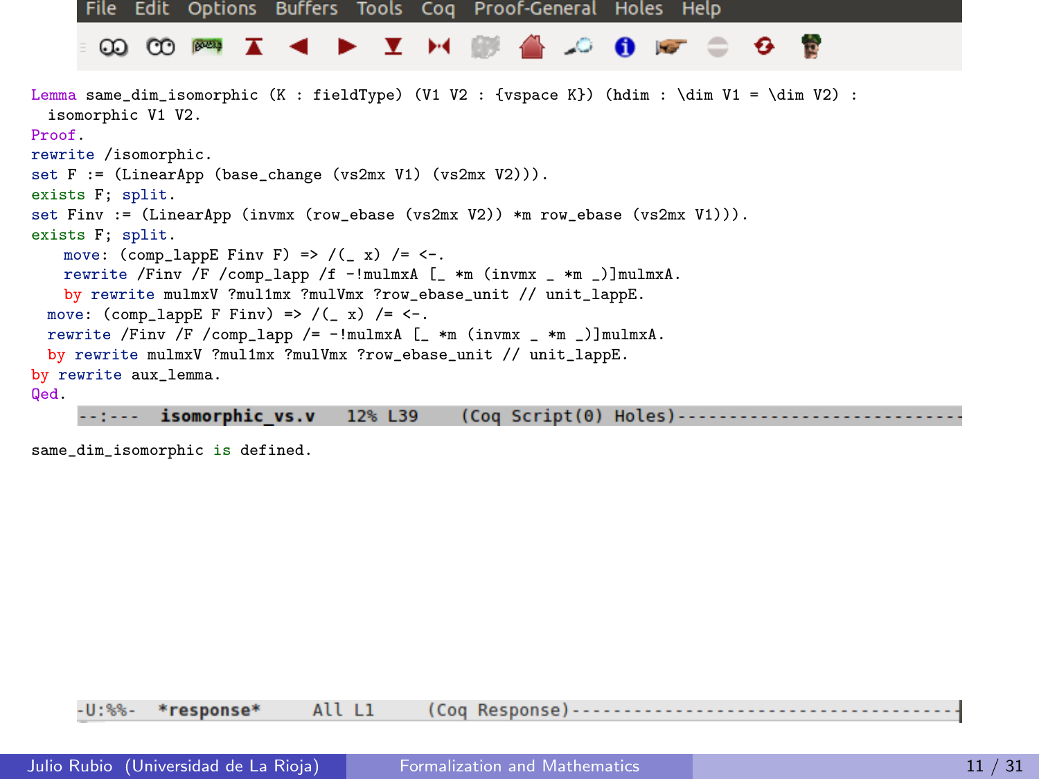File Edit Options Buffers Tools Coq Proof-General Holes Help

```
Lemma same_dim_isomorphic (K : fieldType) (V1 V2 : {vspace K}) (hdim : \dim V1 = \dim V2) :
  isomorphic V1 V2.
Proof.
rewrite /isomorphic.
set F := (LinearApp (base_change (vs2mx V1) (vs2mx V2))).
exists F; split.
set Finv := (LinearApp (invmx (row_ebase (vs2mx V2)) *m row_ebase (vs2mx V1))).
exists F; split.
    move: (comp_lappE Finv F) => /(_ x) /= <-.
    rewrite /Finv /F /comp_lapp /f -!mulmxA [_ *m (invmx _ *m _)]mulmxA.
    by rewrite mulmxV ?mul1mx ?mulVmx ?row_ebase_unit // unit_lappE.
  move: (comp_lappE F Finv) => /(_ x) /= <-.
  rewrite /Finv /F /comp_lapp /= -!mulmxA [_ *m (invmx _ *m _)]mulmxA.
  by rewrite mulmxV ?mul1mx ?mulVmx ?row_ebase_unit // unit_lappE.
by rewrite aux_lemma.
Qed.
```

--:--- **isomorphic_vs.v** 12% L39 (Coq Script(0) Holes)

```
same_dim_isomorphic is defined.
```

-U:%%- ***response*** All L1 (Coq Response)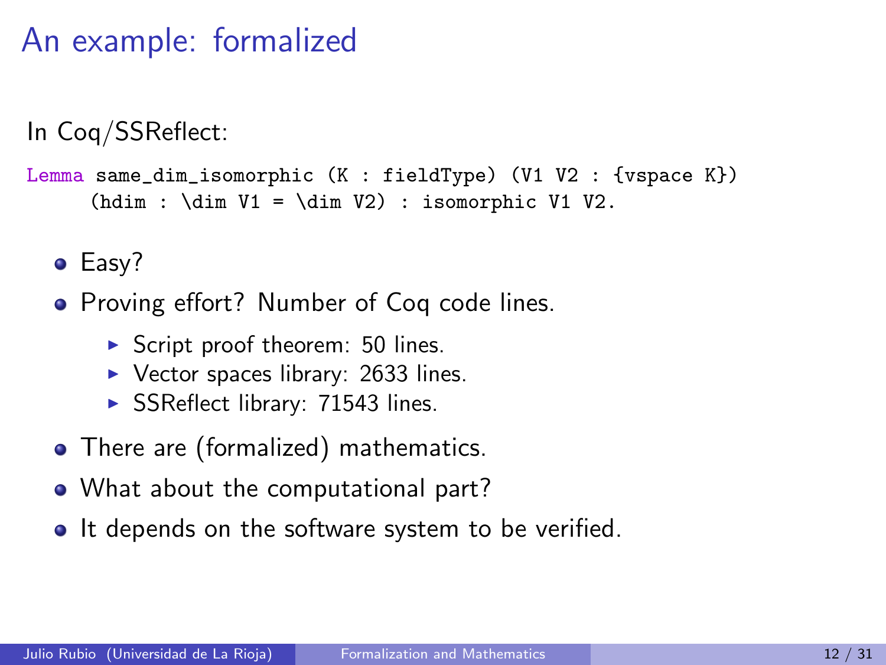# An example: formalized

In Coq/SSReflect:

```
Lemma same_dim_isomorphic (K : fieldType) (V1 V2 : {vspace K})
    (hdim : \dim V1 = \dim V2) : isomorphic V1 V2.
```

- Easy?
- Proving effort? Number of Coq code lines.
  - Script proof theorem: 50 lines.
  - Vector spaces library: 2633 lines.
  - SSReflect library: 71543 lines.
- There are (formalized) mathematics.
- What about the computational part?
- It depends on the software system to be verified.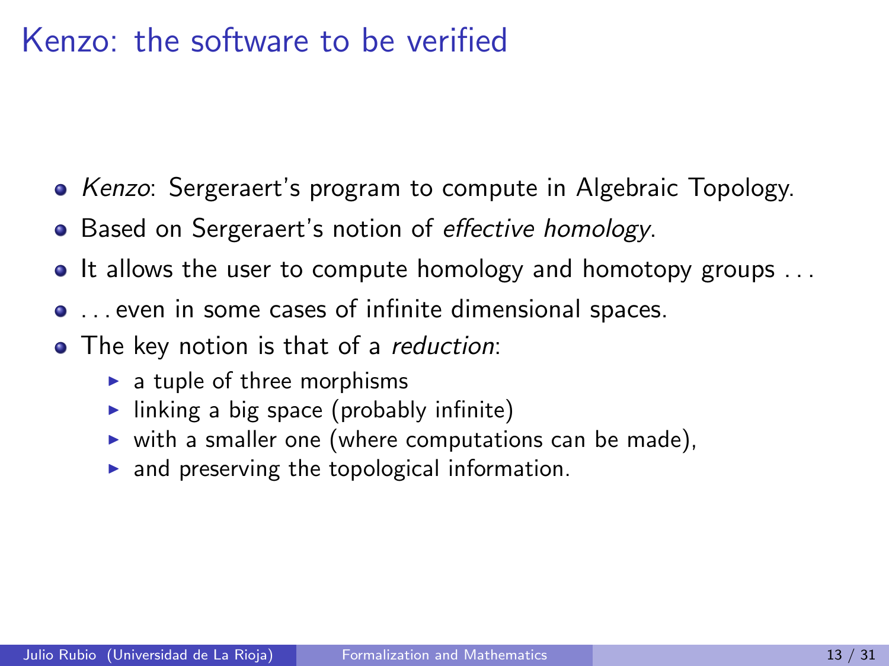# Kenzo: the software to be verified

- *Kenzo*: Sergeraert's program to compute in Algebraic Topology.
- Based on Sergeraert's notion of *effective homology*.
- It allows the user to compute homology and homotopy groups ...
- ... even in some cases of infinite dimensional spaces.
- The key notion is that of a *reduction*:
  - a tuple of three morphisms
  - linking a big space (probably infinite)
  - with a smaller one (where computations can be made),
  - and preserving the topological information.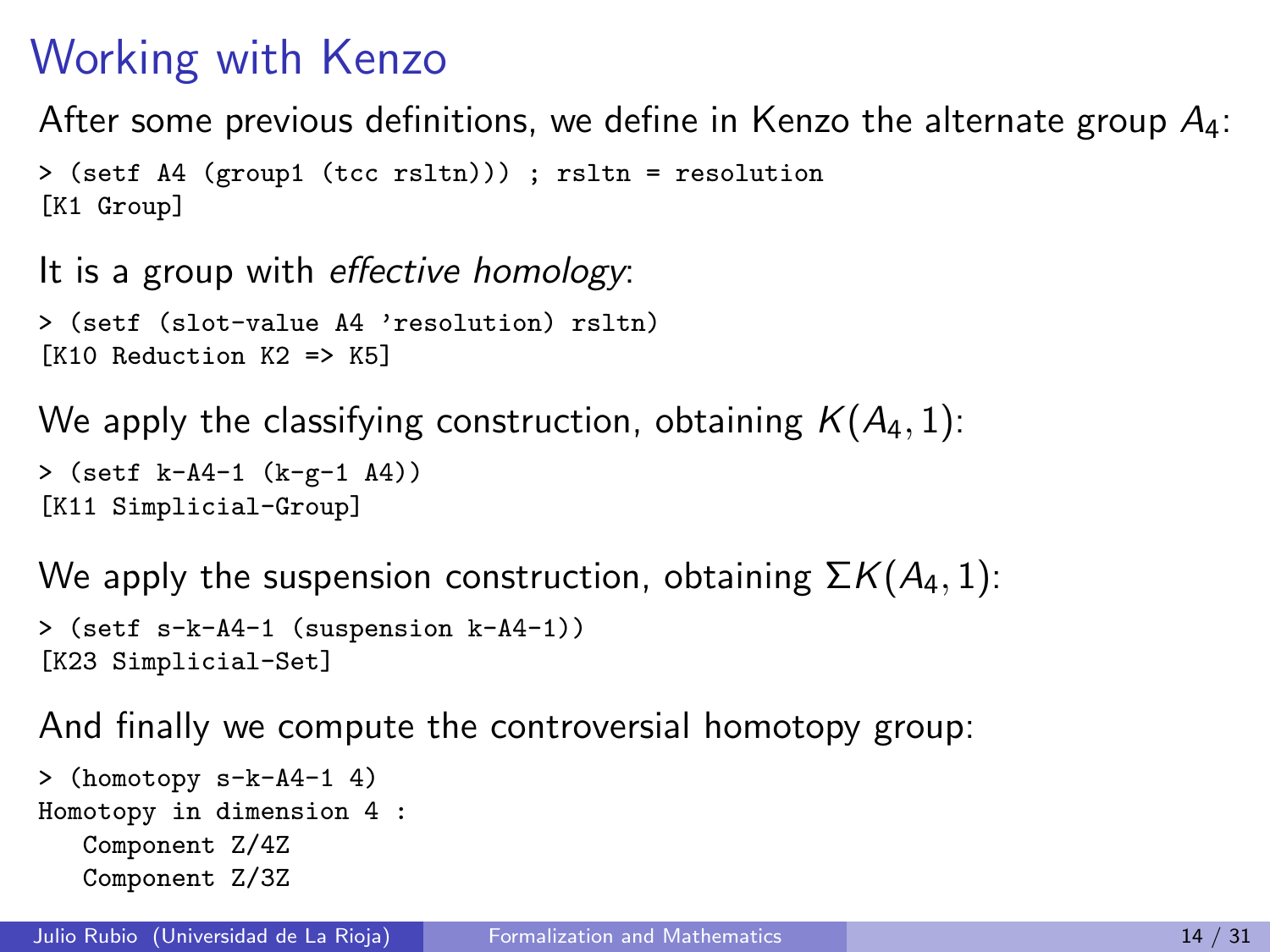# Working with Kenzo

After some previous definitions, we define in Kenzo the alternate group $A_4$:

```
> (setf A4 (group1 (tcc rsltn))) ; rsltn = resolution
[K1 Group]
```

It is a group with *effective homology*:

```
> (setf (slot-value A4 'resolution) rsltn)
[K10 Reduction K2 => K5]
```

We apply the classifying construction, obtaining $K(A_4, 1)$:

```
> (setf k-A4-1 (k-g-1 A4))
[K11 Simplicial-Group]
```

We apply the suspension construction, obtaining $\Sigma K(A_4, 1)$:

```
> (setf s-k-A4-1 (suspension k-A4-1))
[K23 Simplicial-Set]
```

And finally we compute the controversial homotopy group:

```
> (homotopy s-k-A4-1 4)
Homotopy in dimension 4 :
   Component Z/4Z
   Component Z/3Z
```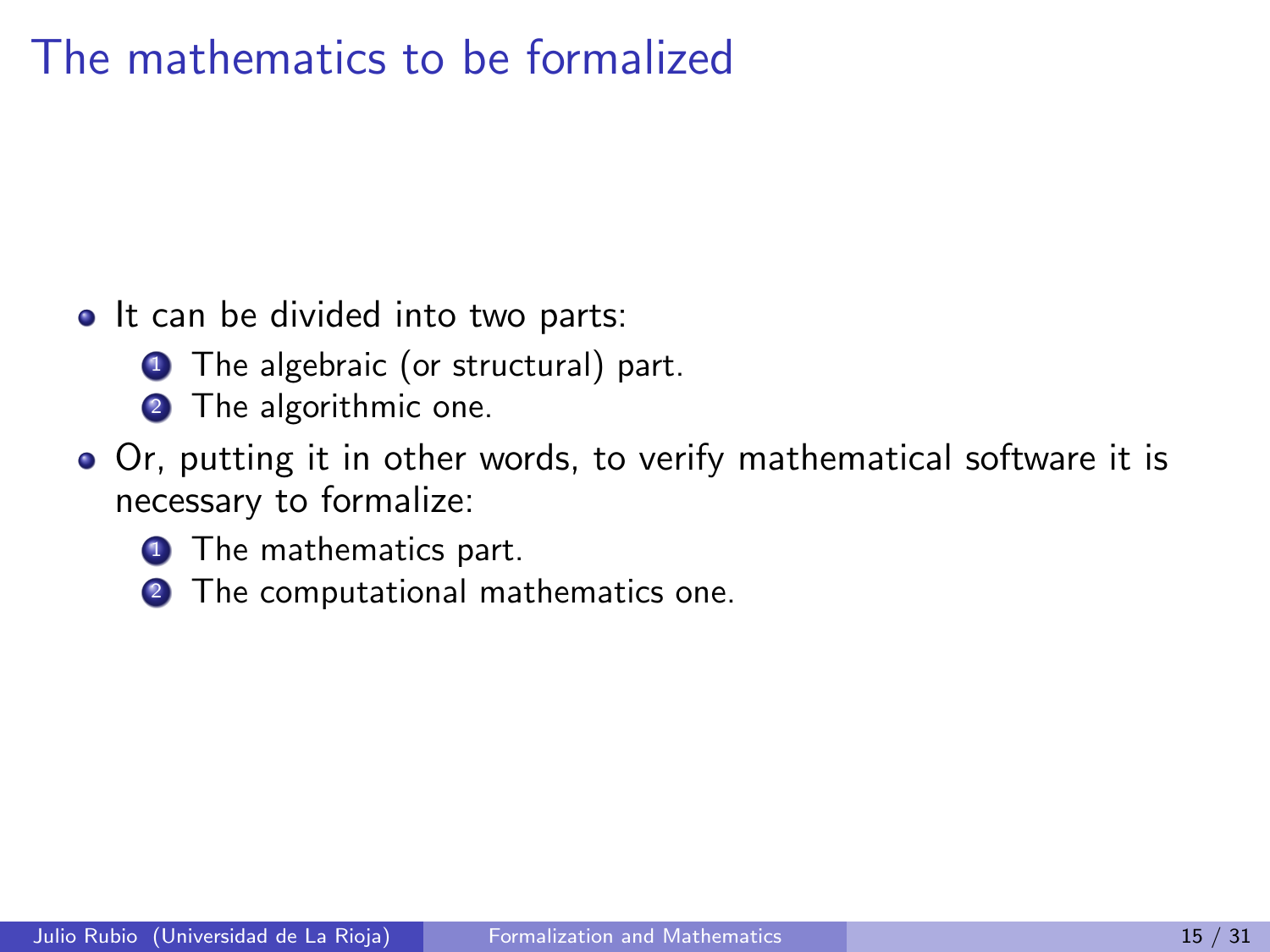# The mathematics to be formalized

- It can be divided into two parts:
  1. The algebraic (or structural) part.
  2. The algorithmic one.
- Or, putting it in other words, to verify mathematical software it is necessary to formalize:
  1. The mathematics part.
  2. The computational mathematics one.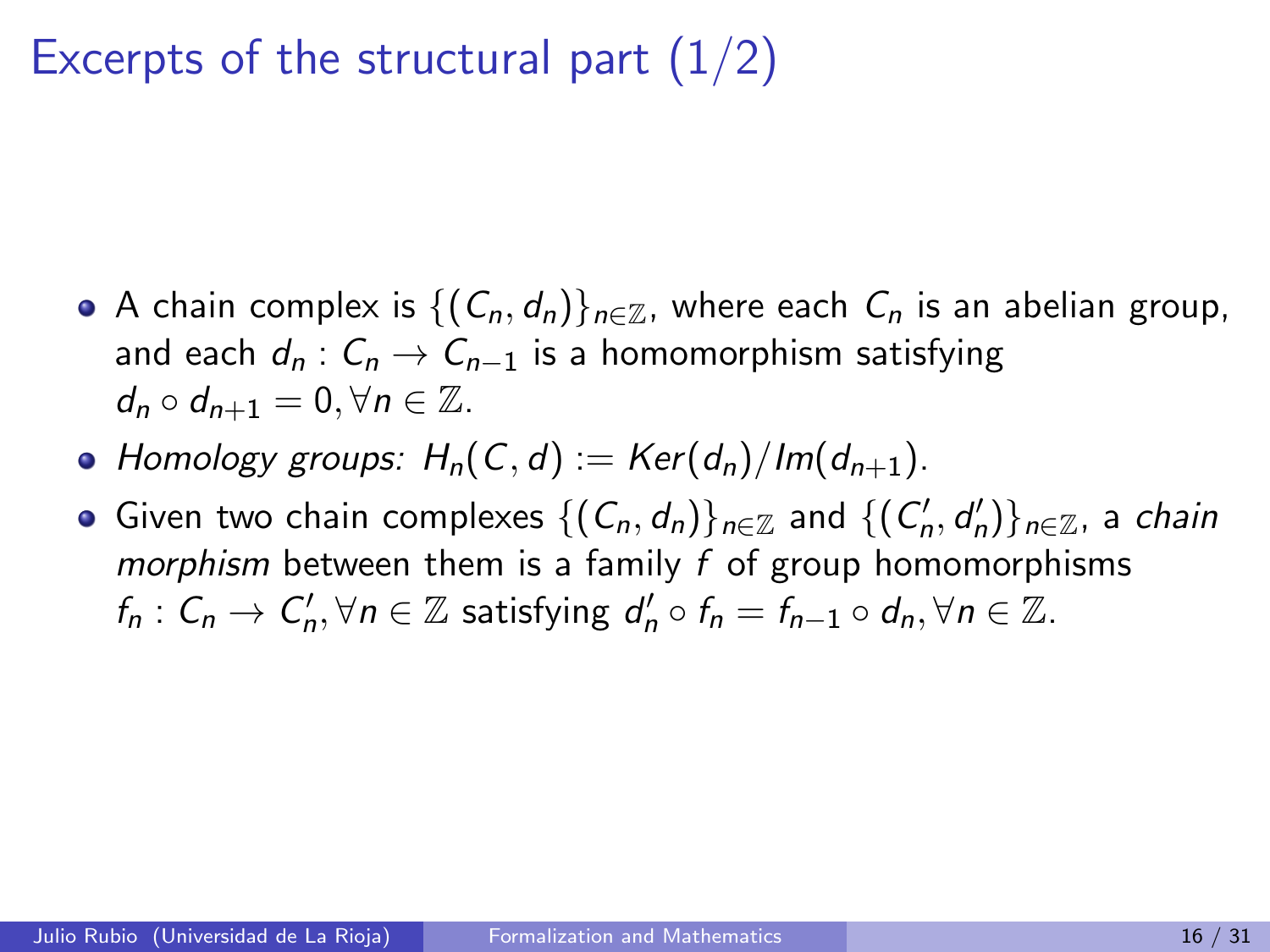# Excerpts of the structural part (1/2)

- A chain complex is $\{(C_n, d_n)\}_{n \in \mathbb{Z}}$, where each $C_n$ is an abelian group, and each $d_n : C_n \to C_{n-1}$ is a homomorphism satisfying $d_n \circ d_{n+1} = 0, \forall n \in \mathbb{Z}$.
- *Homology groups:* $H_n(C, d) := Ker(d_n)/Im(d_{n+1})$.
- Given two chain complexes $\{(C_n, d_n)\}_{n \in \mathbb{Z}}$ and $\{(C'_n, d'_n)\}_{n \in \mathbb{Z}}$, a *chain morphism* between them is a family $f$ of group homomorphisms $f_n : C_n \to C'_n, \forall n \in \mathbb{Z}$ satisfying $d'_n \circ f_n = f_{n-1} \circ d_n, \forall n \in \mathbb{Z}$.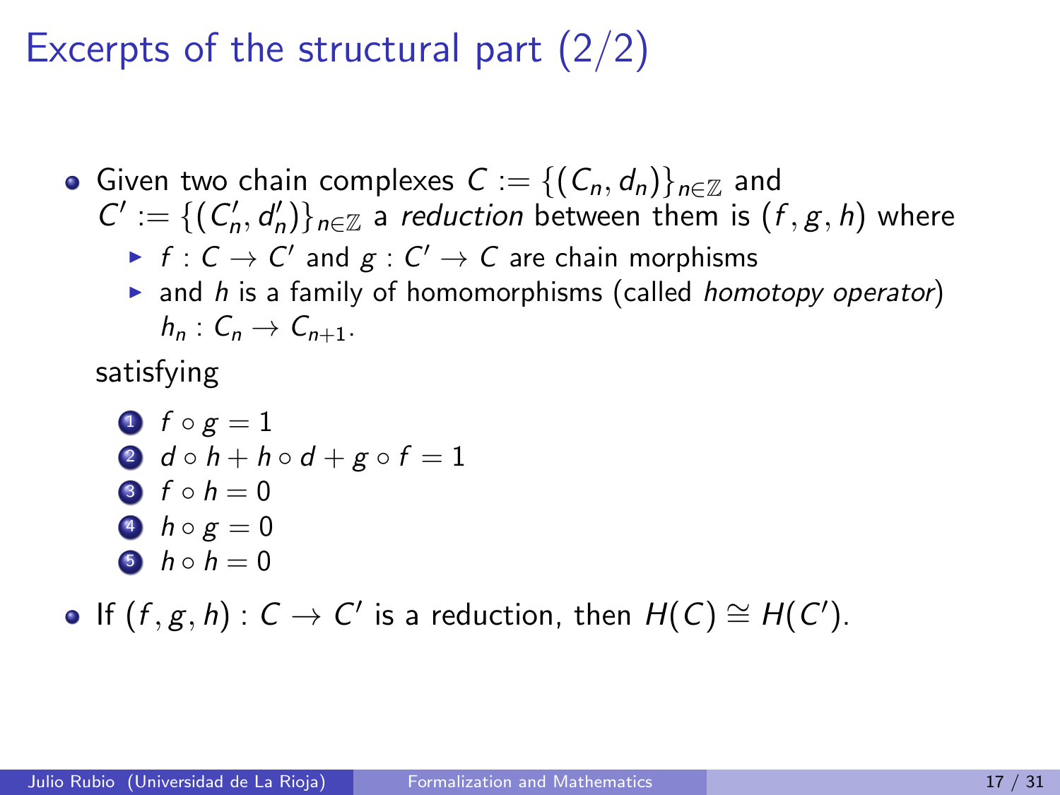# Excerpts of the structural part (2/2)

- Given two chain complexes $C := \{(C_n, d_n)\}_{n\in\mathbb{Z}}$ and $C' := \{(C'_n, d'_n)\}_{n\in\mathbb{Z}}$ a *reduction* between them is $(f, g, h)$ where
  - $f : C \to C'$ and $g : C' \to C$ are chain morphisms
  - and $h$ is a family of homomorphisms (called *homotopy operator*) $h_n : C_n \to C_{n+1}$.

  satisfying

  1. $f \circ g = 1$
  2. $d \circ h + h \circ d + g \circ f = 1$
  3. $f \circ h = 0$
  4. $h \circ g = 0$
  5. $h \circ h = 0$

- If $(f, g, h) : C \to C'$ is a reduction, then $H(C) \cong H(C')$.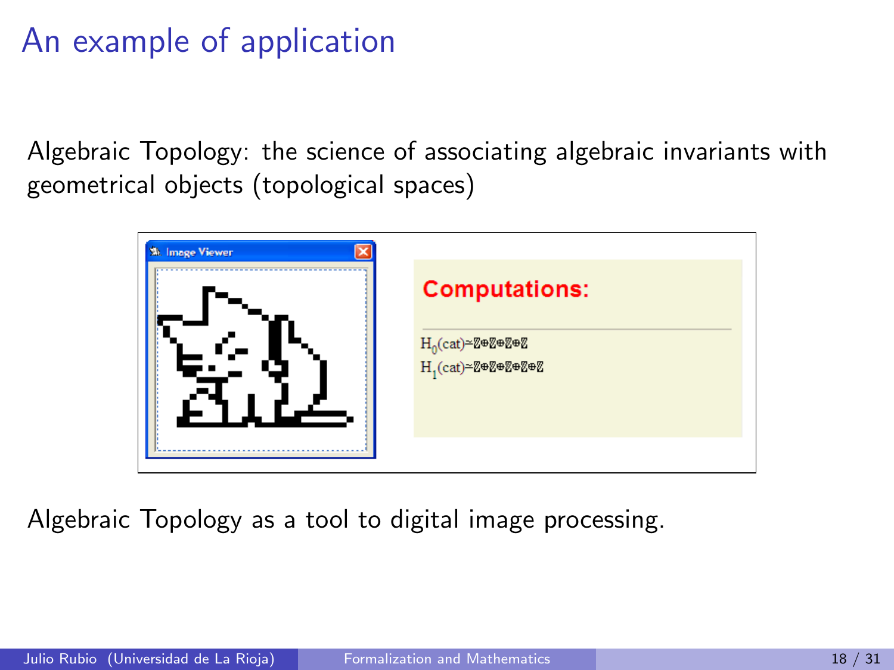# An example of application

Algebraic Topology: the science of associating algebraic invariants with geometrical objects (topological spaces)

**Computations:**

$H_0(\text{cat}) \simeq \mathbb{Z}\oplus\mathbb{Z}\oplus\mathbb{Z}\oplus\mathbb{Z}$

$H_1(\text{cat}) \simeq \mathbb{Z}\oplus\mathbb{Z}\oplus\mathbb{Z}\oplus\mathbb{Z}\oplus\mathbb{Z}$

Algebraic Topology as a tool to digital image processing.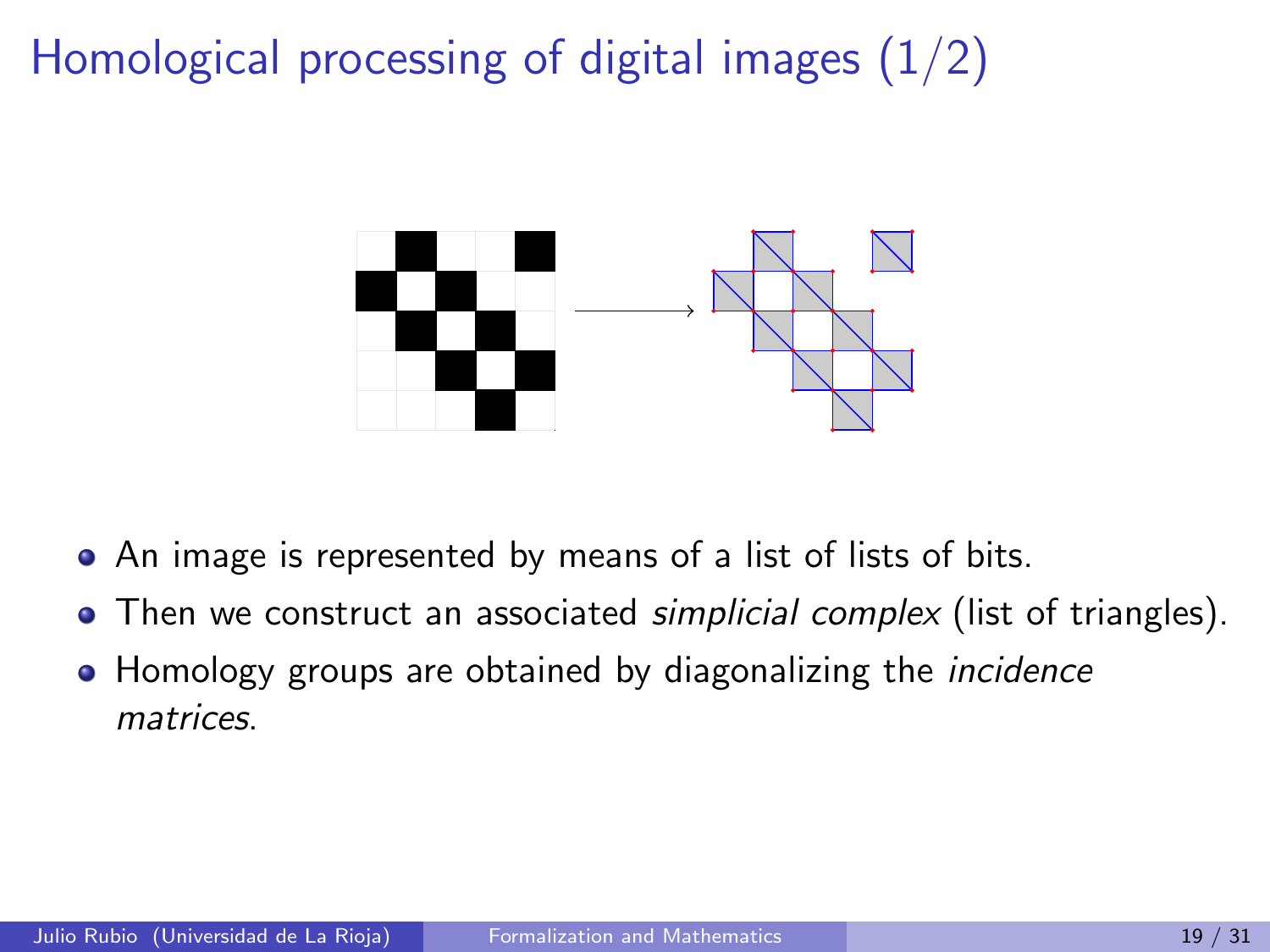# Homological processing of digital images (1/2)

- An image is represented by means of a list of lists of bits.
- Then we construct an associated *simplicial complex* (list of triangles).
- Homology groups are obtained by diagonalizing the *incidence matrices*.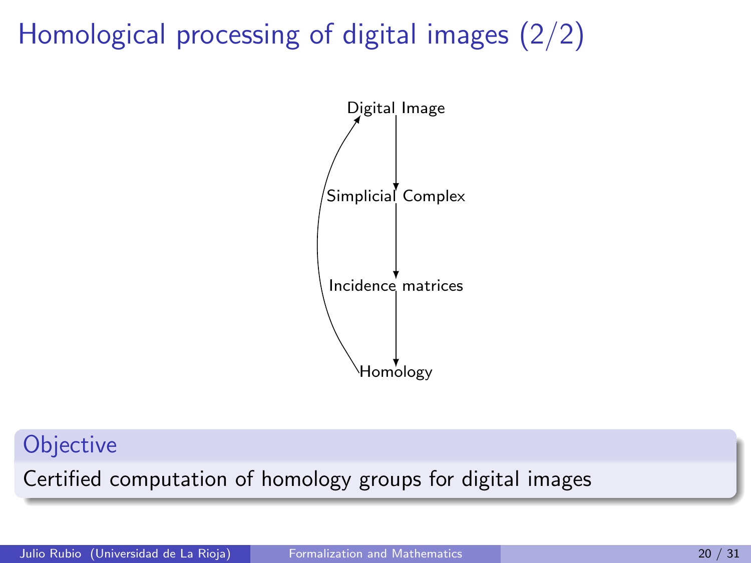# Homological processing of digital images (2/2)

Digital Image

Simplicial Complex

Incidence matrices

Homology

**Objective**

Certified computation of homology groups for digital images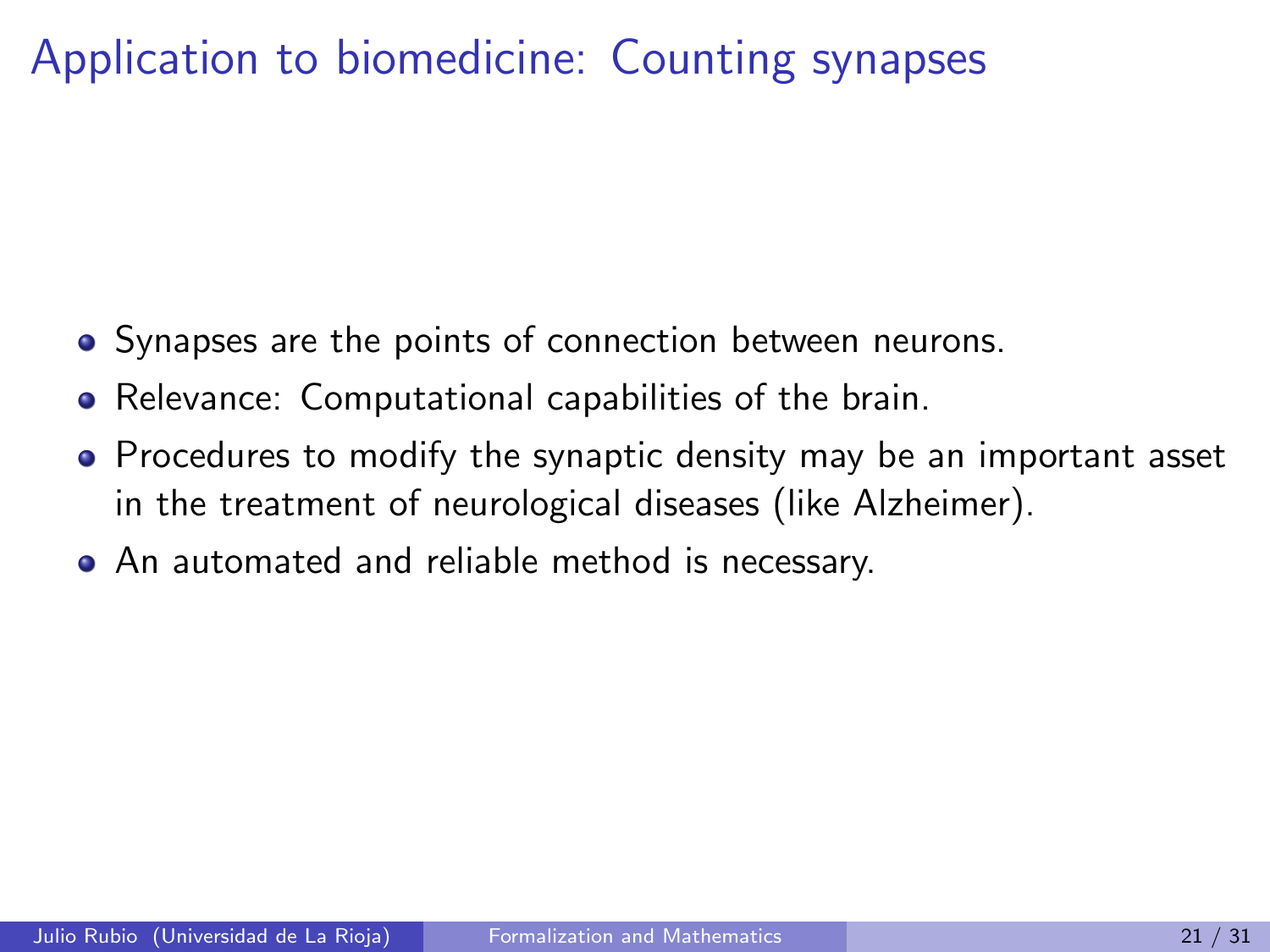# Application to biomedicine: Counting synapses

- Synapses are the points of connection between neurons.
- Relevance: Computational capabilities of the brain.
- Procedures to modify the synaptic density may be an important asset in the treatment of neurological diseases (like Alzheimer).
- An automated and reliable method is necessary.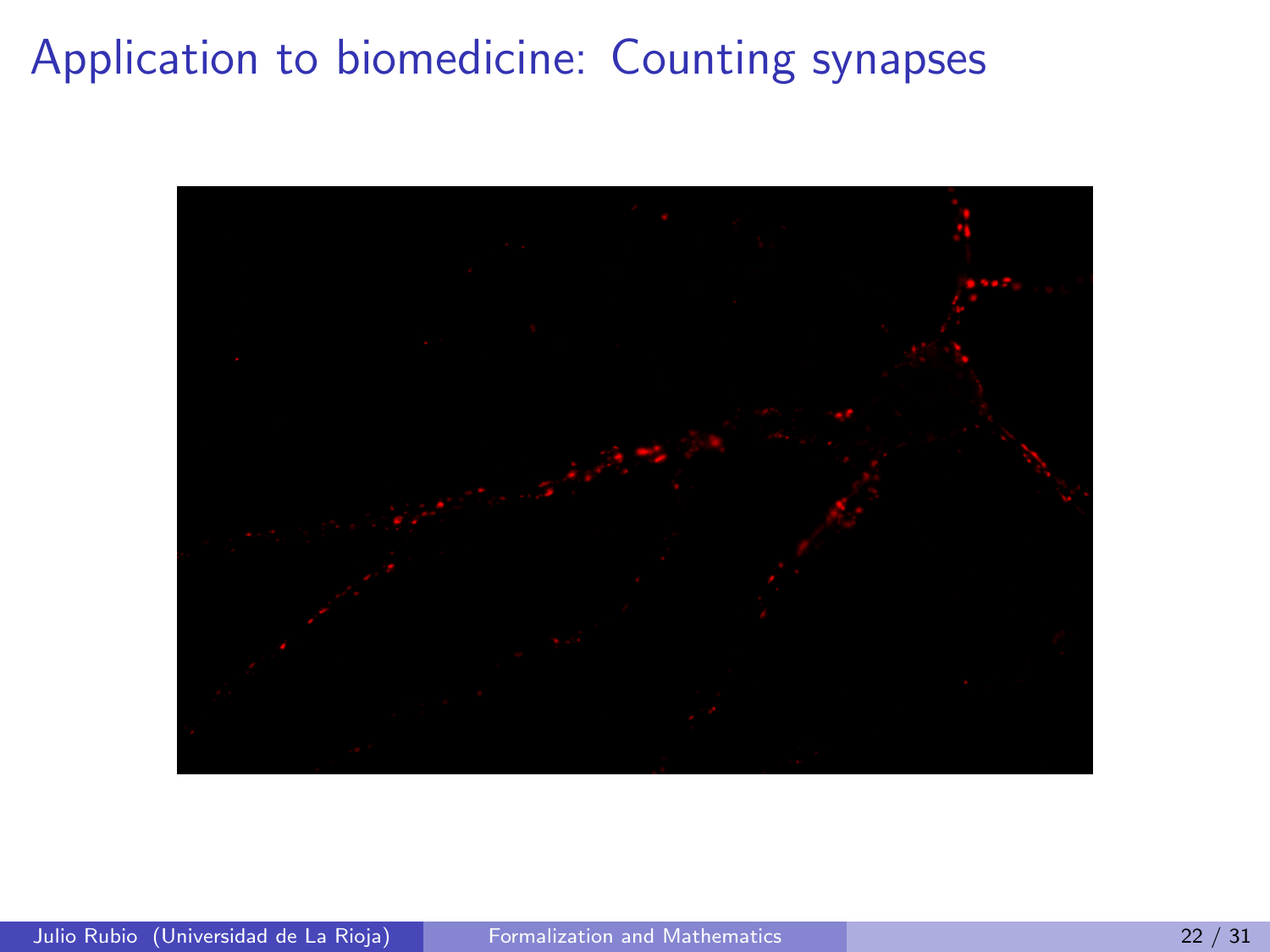# Application to biomedicine: Counting synapses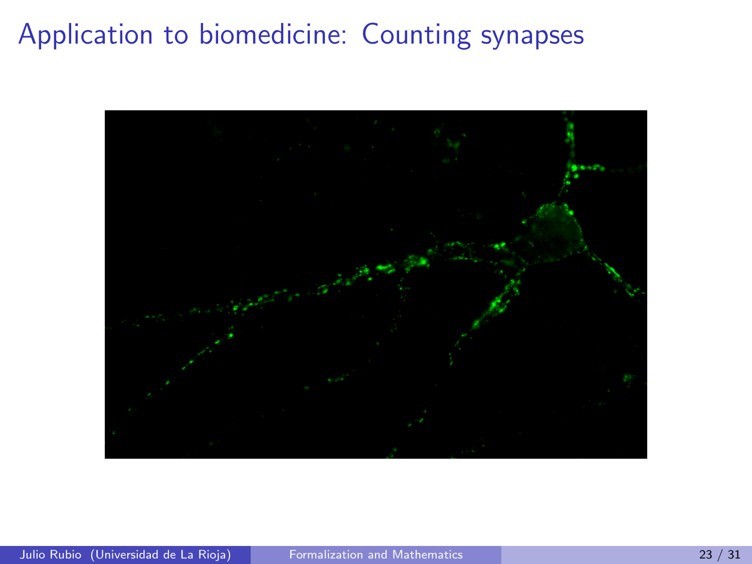# Application to biomedicine: Counting synapses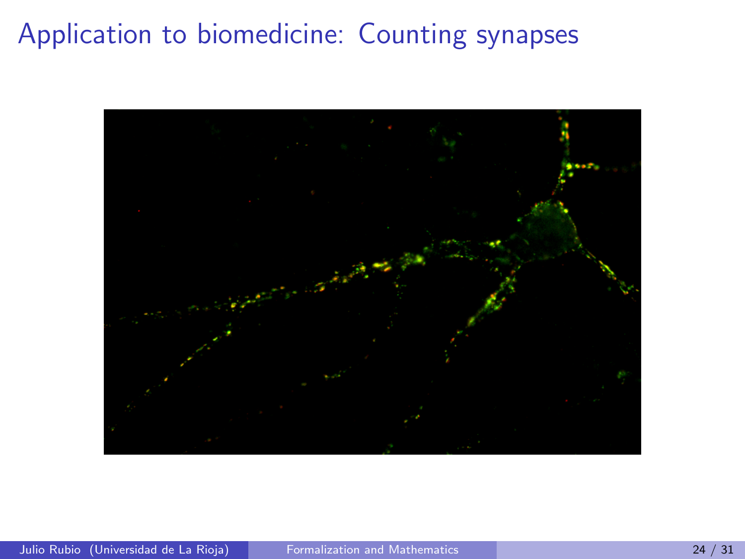# Application to biomedicine: Counting synapses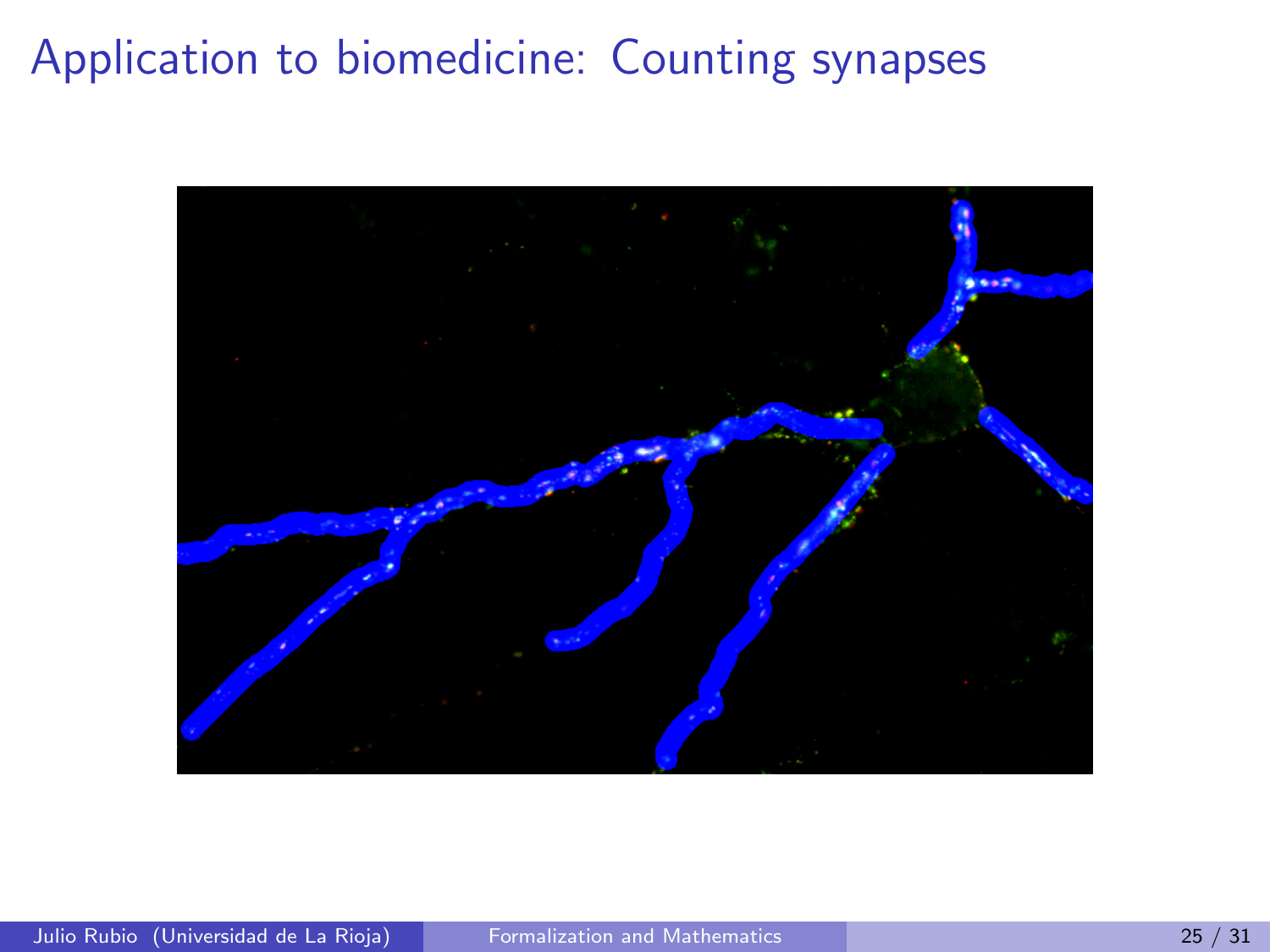# Application to biomedicine: Counting synapses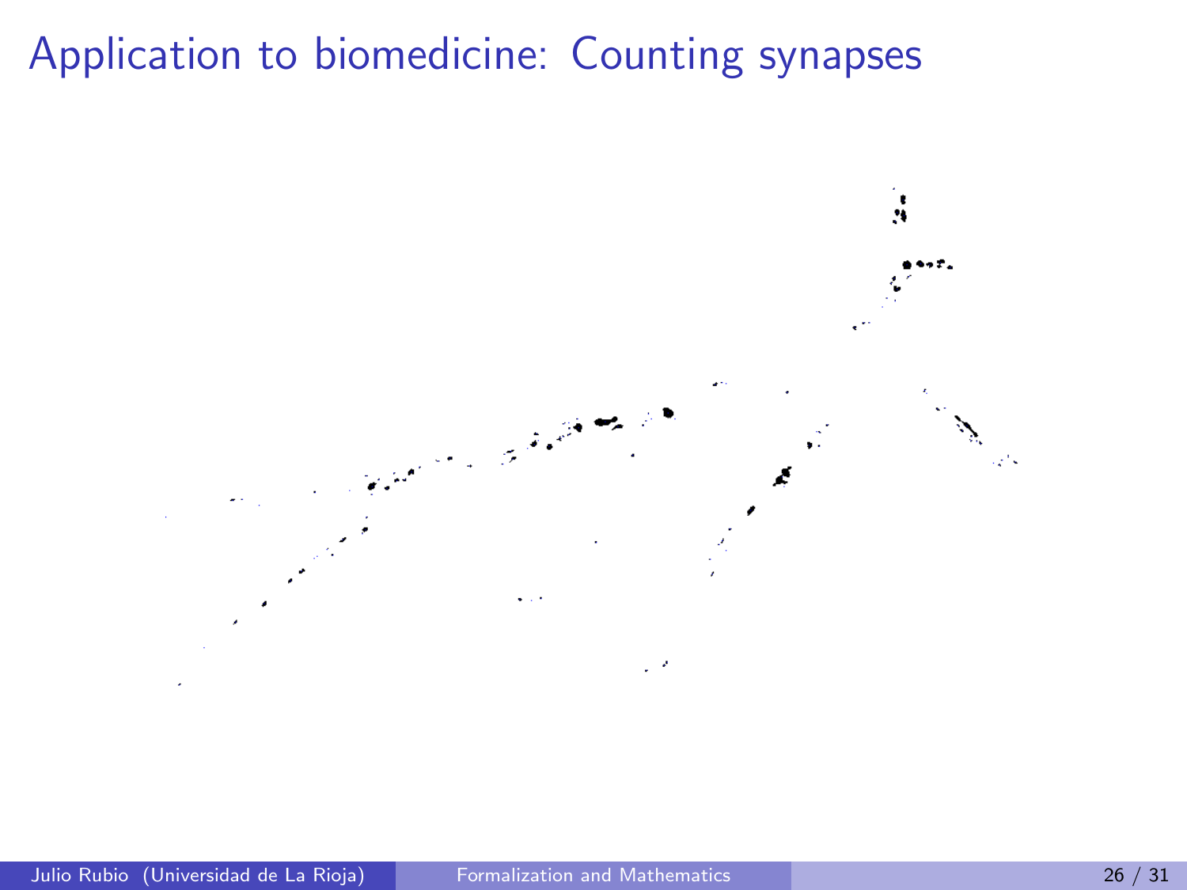# Application to biomedicine: Counting synapses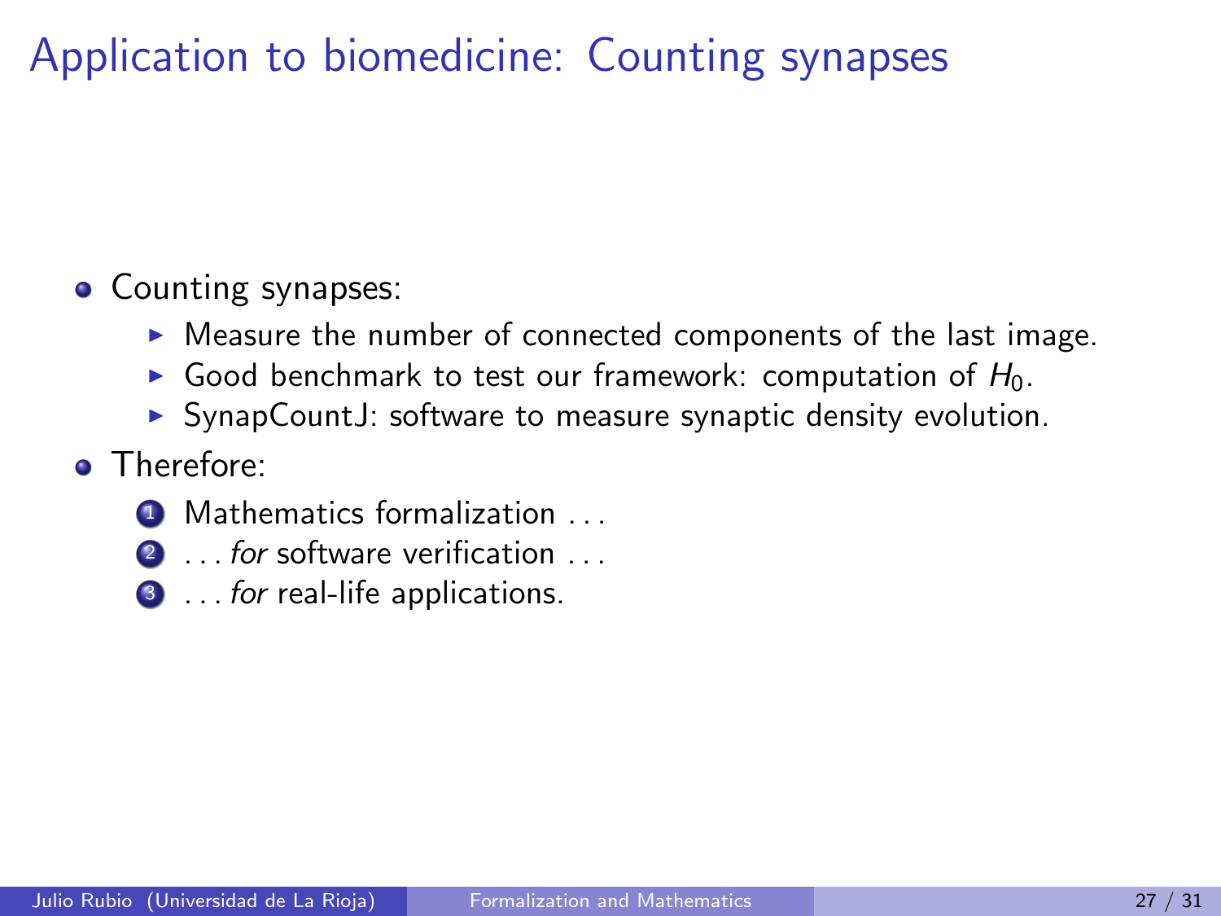# Application to biomedicine: Counting synapses

- Counting synapses:
  - Measure the number of connected components of the last image.
  - Good benchmark to test our framework: computation of $H_0$.
  - SynapCountJ: software to measure synaptic density evolution.
- Therefore:
  1. Mathematics formalization . . .
  2. . . . *for* software verification . . .
  3. . . . *for* real-life applications.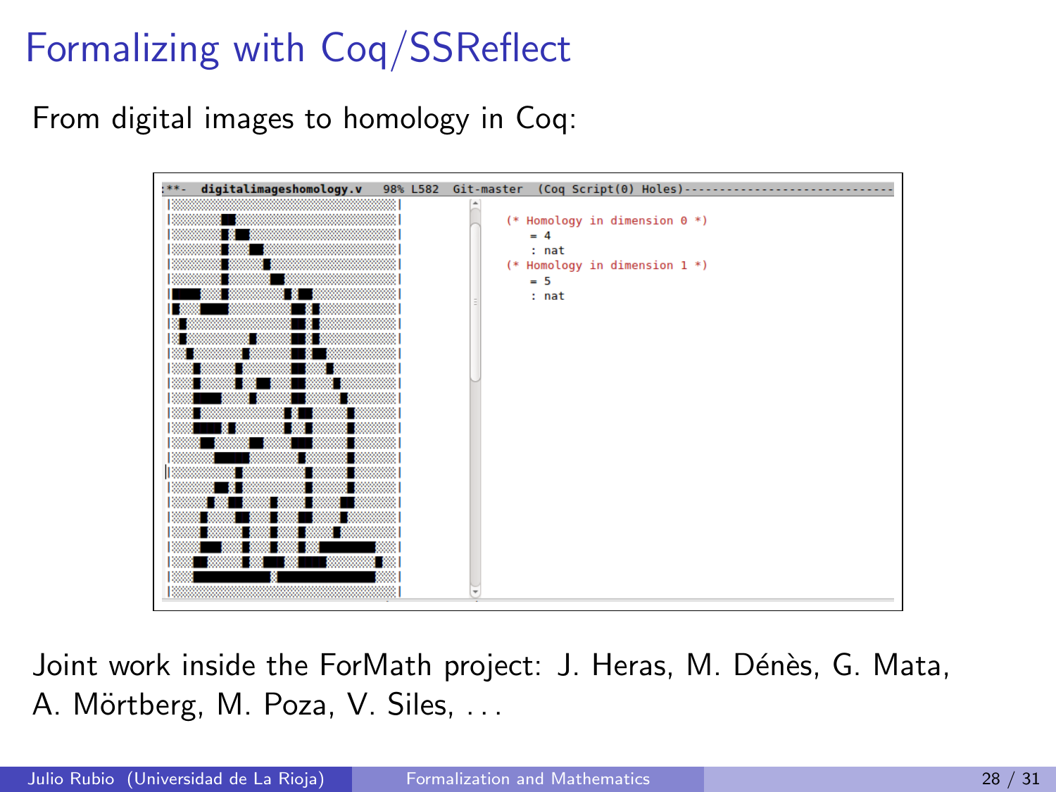# Formalizing with Coq/SSReflect

From digital images to homology in Coq:

```
(* Homology in dimension 0 *)
   = 4
   : nat
(* Homology in dimension 1 *)
   = 5
   : nat
```

Joint work inside the ForMath project: J. Heras, M. Dénès, G. Mata, A. Mörtberg, M. Poza, V. Siles, . . .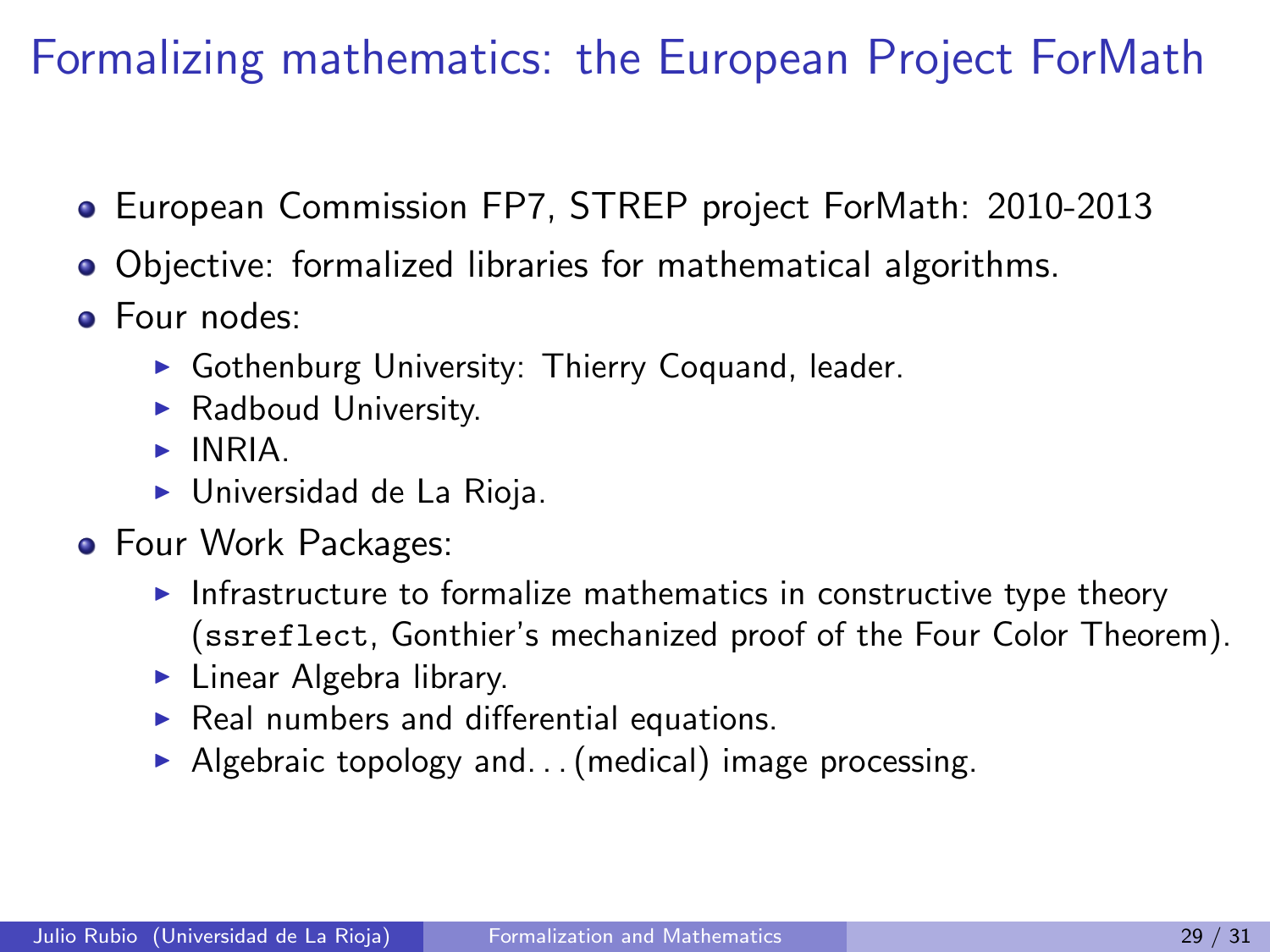# Formalizing mathematics: the European Project ForMath

- European Commission FP7, STREP project ForMath: 2010-2013
- Objective: formalized libraries for mathematical algorithms.
- Four nodes:
  - Gothenburg University: Thierry Coquand, leader.
  - Radboud University.
  - INRIA.
  - Universidad de La Rioja.
- Four Work Packages:
  - Infrastructure to formalize mathematics in constructive type theory (`ssreflect`, Gonthier's mechanized proof of the Four Color Theorem).
  - Linear Algebra library.
  - Real numbers and differential equations.
  - Algebraic topology and. . . (medical) image processing.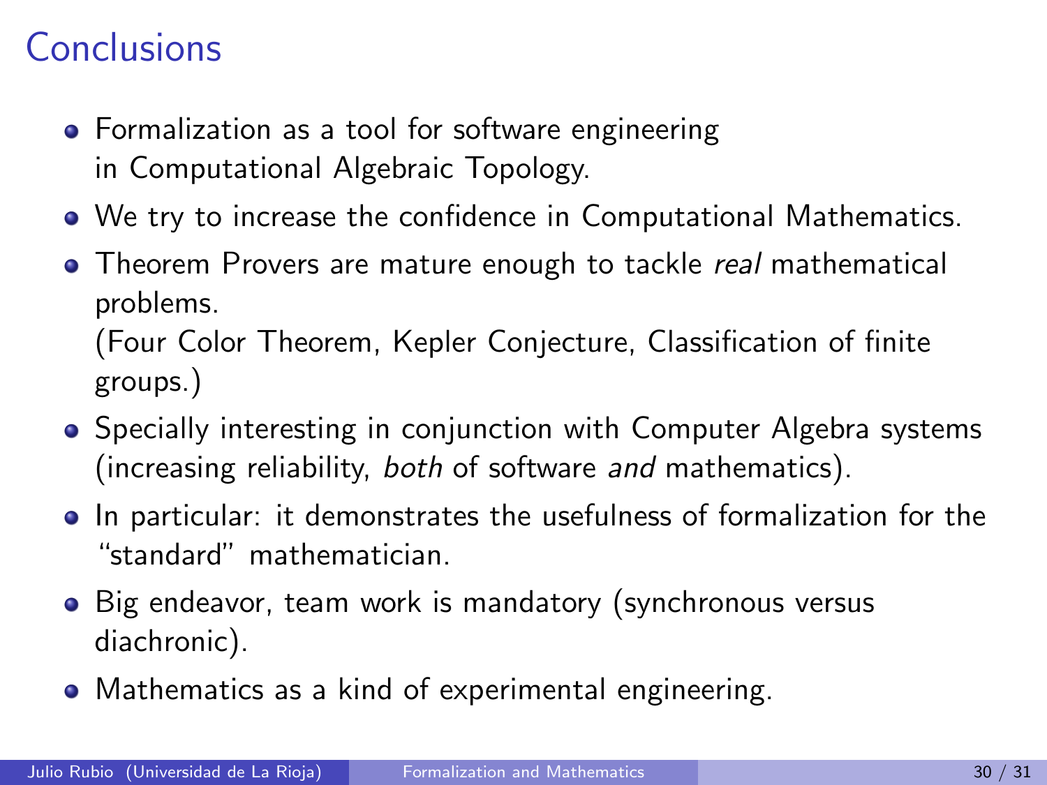# Conclusions

- Formalization as a tool for software engineering in Computational Algebraic Topology.
- We try to increase the confidence in Computational Mathematics.
- Theorem Provers are mature enough to tackle *real* mathematical problems.
  (Four Color Theorem, Kepler Conjecture, Classification of finite groups.)
- Specially interesting in conjunction with Computer Algebra systems (increasing reliability, *both* of software *and* mathematics).
- In particular: it demonstrates the usefulness of formalization for the "standard" mathematician.
- Big endeavor, team work is mandatory (synchronous versus diachronic).
- Mathematics as a kind of experimental engineering.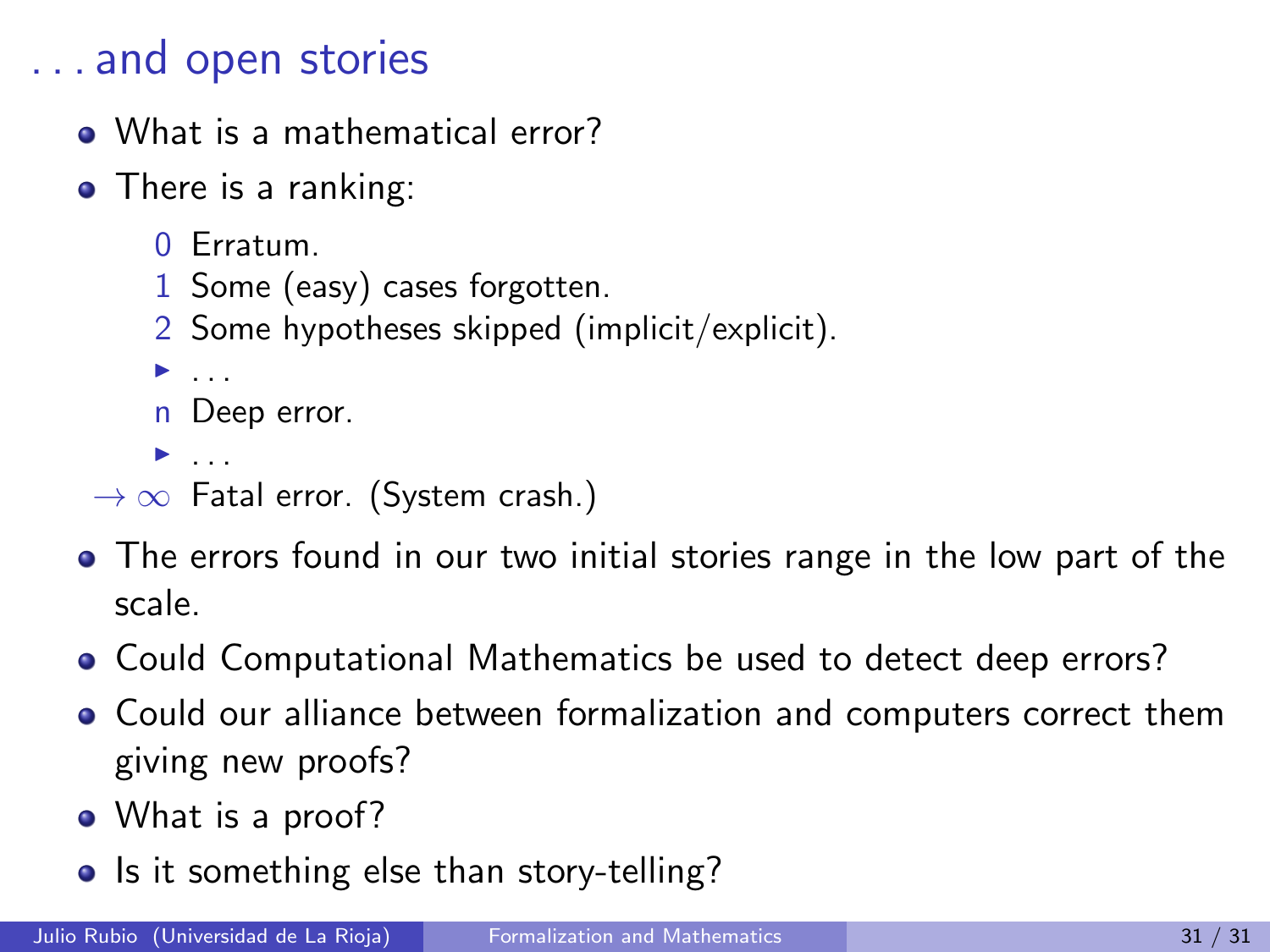# . . . and open stories

- What is a mathematical error?
- There is a ranking:
  - 0 Erratum.
  - 1 Some (easy) cases forgotten.
  - 2 Some hypotheses skipped (implicit/explicit).
  - . . .
  - n Deep error.
  - . . .
  - $\to \infty$ Fatal error. (System crash.)
- The errors found in our two initial stories range in the low part of the scale.
- Could Computational Mathematics be used to detect deep errors?
- Could our alliance between formalization and computers correct them giving new proofs?
- What is a proof?
- Is it something else than story-telling?